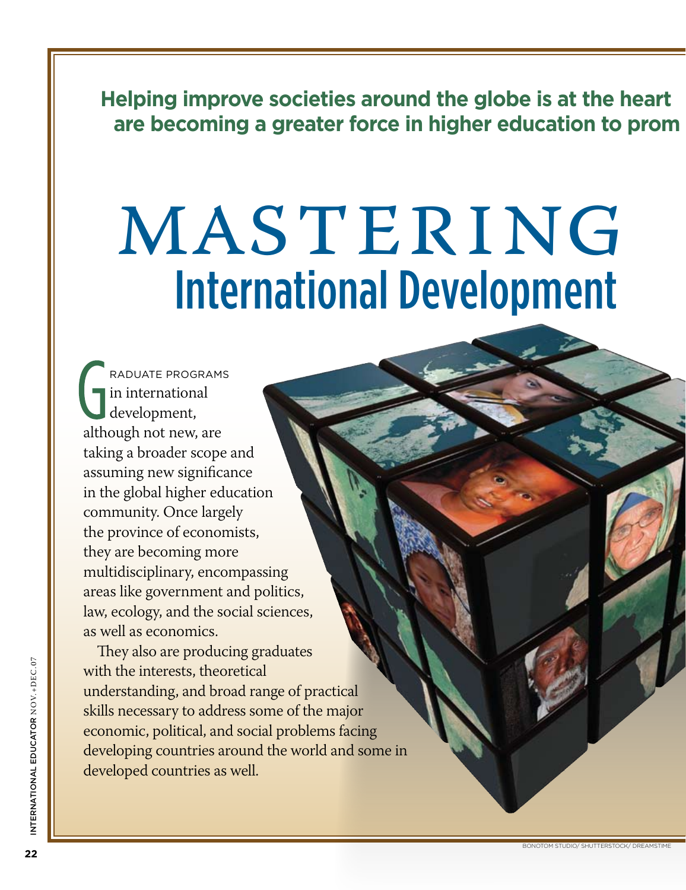**Helping improve societies around the globe is at the heart
are becoming a greater force in higher education to prom**

# MASTERING International Development

GRADUATE PROGRAMS in international development, although not new, are taking a broader scope and assuming new significance in the global higher education community. Once largely the province of economists, they are becoming more multidisciplinary, encompassing areas like government and politics, law, ecology, and the social sciences, as well as economics.

They also are producing graduates with the interests, theoretical understanding, and broad range of practical skills necessary to address some of the major economic, political, and social problems facing developing countries around the world and some in developed countries as well.

BONOTOM STUDIO/ SHUTTERSTOCK/ DREAMSTIME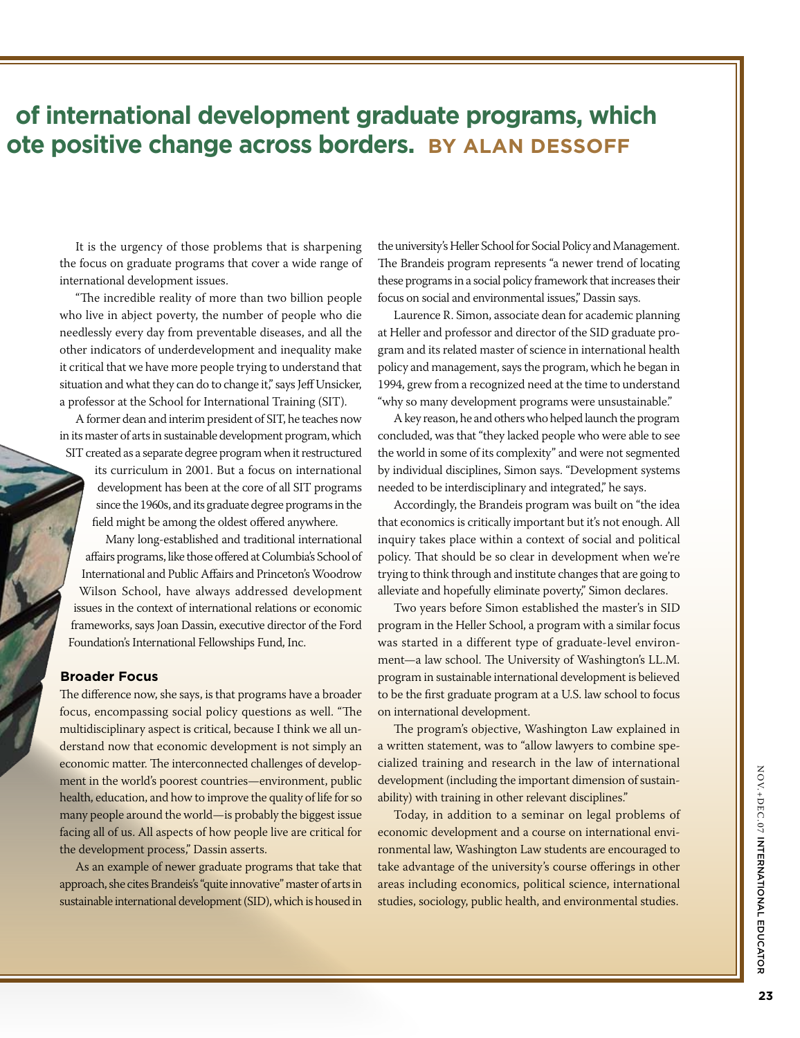# of international development graduate programs, which ote positive change across borders. BY ALAN DESSOFF

It is the urgency of those problems that is sharpening the focus on graduate programs that cover a wide range of international development issues.

"The incredible reality of more than two billion people who live in abject poverty, the number of people who die needlessly every day from preventable diseases, and all the other indicators of underdevelopment and inequality make it critical that we have more people trying to understand that situation and what they can do to change it," says Jeff Unsicker, a professor at the School for International Training (SIT).

A former dean and interim president of SIT, he teaches now in its master of arts in sustainable development program, which SIT created as a separate degree program when it restructured its curriculum in 2001. But a focus on international development has been at the core of all SIT programs since the 1960s, and its graduate degree programs in the field might be among the oldest offered anywhere.

Many long-established and traditional international affairs programs, like those offered at Columbia's School of International and Public Affairs and Princeton's Woodrow Wilson School, have always addressed development issues in the context of international relations or economic frameworks, says Joan Dassin, executive director of the Ford Foundation's International Fellowships Fund, Inc.

## Broader Focus

The difference now, she says, is that programs have a broader focus, encompassing social policy questions as well. "The multidisciplinary aspect is critical, because I think we all understand now that economic development is not simply an economic matter. The interconnected challenges of development in the world's poorest countries—environment, public health, education, and how to improve the quality of life for so many people around the world—is probably the biggest issue facing all of us. All aspects of how people live are critical for the development process," Dassin asserts.

As an example of newer graduate programs that take that approach, she cites Brandeis's "quite innovative" master of arts in sustainable international development (SID), which is housed in the university's Heller School for Social Policy and Management. The Brandeis program represents "a newer trend of locating these programs in a social policy framework that increases their focus on social and environmental issues," Dassin says.

Laurence R. Simon, associate dean for academic planning at Heller and professor and director of the SID graduate program and its related master of science in international health policy and management, says the program, which he began in 1994, grew from a recognized need at the time to understand "why so many development programs were unsustainable."

A key reason, he and others who helped launch the program concluded, was that "they lacked people who were able to see the world in some of its complexity" and were not segmented by individual disciplines, Simon says. "Development systems needed to be interdisciplinary and integrated," he says.

Accordingly, the Brandeis program was built on "the idea that economics is critically important but it's not enough. All inquiry takes place within a context of social and political policy. That should be so clear in development when we're trying to think through and institute changes that are going to alleviate and hopefully eliminate poverty," Simon declares.

Two years before Simon established the master's in SID program in the Heller School, a program with a similar focus was started in a different type of graduate-level environment—a law school. The University of Washington's LL.M. program in sustainable international development is believed to be the first graduate program at a U.S. law school to focus on international development.

The program's objective, Washington Law explained in a written statement, was to "allow lawyers to combine specialized training and research in the law of international development (including the important dimension of sustainability) with training in other relevant disciplines."

Today, in addition to a seminar on legal problems of economic development and a course on international environmental law, Washington Law students are encouraged to take advantage of the university's course offerings in other areas including economics, political science, international studies, sociology, public health, and environmental studies.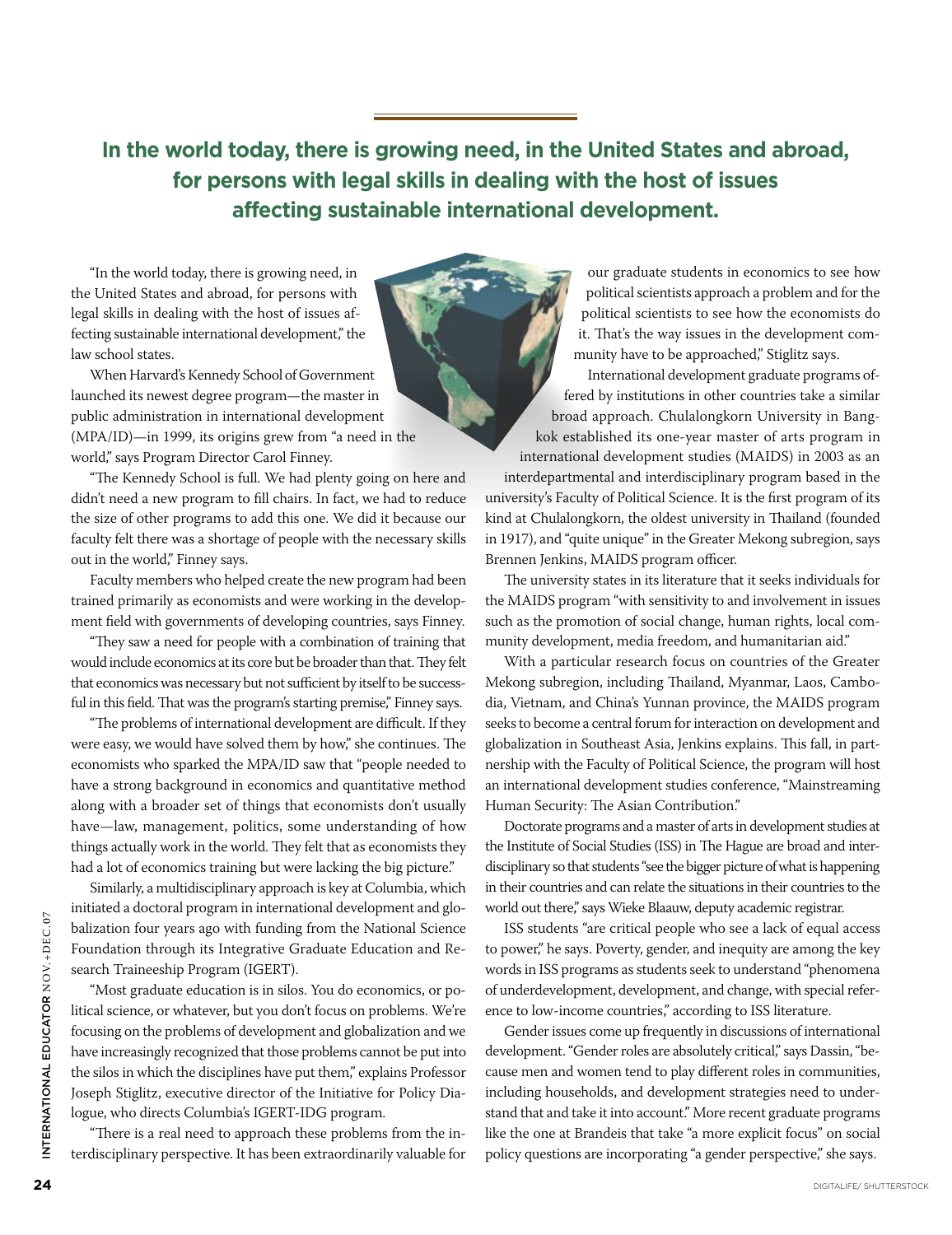**In the world today, there is growing need, in the United States and abroad, for persons with legal skills in dealing with the host of issues affecting sustainable international development.**

"In the world today, there is growing need, in the United States and abroad, for persons with legal skills in dealing with the host of issues affecting sustainable international development," the law school states.

When Harvard's Kennedy School of Government launched its newest degree program—the master in public administration in international development (MPA/ID)—in 1999, its origins grew from "a need in the world," says Program Director Carol Finney.

"The Kennedy School is full. We had plenty going on here and didn't need a new program to fill chairs. In fact, we had to reduce the size of other programs to add this one. We did it because our faculty felt there was a shortage of people with the necessary skills out in the world," Finney says.

Faculty members who helped create the new program had been trained primarily as economists and were working in the development field with governments of developing countries, says Finney.

"They saw a need for people with a combination of training that would include economics at its core but be broader than that. They felt that economics was necessary but not sufficient by itself to be successful in this field. That was the program's starting premise," Finney says.

"The problems of international development are difficult. If they were easy, we would have solved them by how," she continues. The economists who sparked the MPA/ID saw that "people needed to have a strong background in economics and quantitative method along with a broader set of things that economists don't usually have—law, management, politics, some understanding of how things actually work in the world. They felt that as economists they had a lot of economics training but were lacking the big picture."

Similarly, a multidisciplinary approach is key at Columbia, which initiated a doctoral program in international development and globalization four years ago with funding from the National Science Foundation through its Integrative Graduate Education and Research Traineeship Program (IGERT).

"Most graduate education is in silos. You do economics, or political science, or whatever, but you don't focus on problems. We're focusing on the problems of development and globalization and we have increasingly recognized that those problems cannot be put into the silos in which the disciplines have put them," explains Professor Joseph Stiglitz, executive director of the Initiative for Policy Dialogue, who directs Columbia's IGERT-IDG program.

"There is a real need to approach these problems from the interdisciplinary perspective. It has been extraordinarily valuable for our graduate students in economics to see how political scientists approach a problem and for the political scientists to see how the economists do it. That's the way issues in the development community have to be approached," Stiglitz says.

International development graduate programs offered by institutions in other countries take a similar broad approach. Chulalongkorn University in Bangkok established its one-year master of arts program in international development studies (MAIDS) in 2003 as an interdepartmental and interdisciplinary program based in the university's Faculty of Political Science. It is the first program of its kind at Chulalongkorn, the oldest university in Thailand (founded in 1917), and "quite unique" in the Greater Mekong subregion, says Brennen Jenkins, MAIDS program officer.

The university states in its literature that it seeks individuals for the MAIDS program "with sensitivity to and involvement in issues such as the promotion of social change, human rights, local community development, media freedom, and humanitarian aid."

With a particular research focus on countries of the Greater Mekong subregion, including Thailand, Myanmar, Laos, Cambodia, Vietnam, and China's Yunnan province, the MAIDS program seeks to become a central forum for interaction on development and globalization in Southeast Asia, Jenkins explains. This fall, in partnership with the Faculty of Political Science, the program will host an international development studies conference, "Mainstreaming Human Security: The Asian Contribution."

Doctorate programs and a master of arts in development studies at the Institute of Social Studies (ISS) in The Hague are broad and interdisciplinary so that students "see the bigger picture of what is happening in their countries and can relate the situations in their countries to the world out there," says Wieke Blaauw, deputy academic registrar.

ISS students "are critical people who see a lack of equal access to power," he says. Poverty, gender, and inequity are among the key words in ISS programs as students seek to understand "phenomena of underdevelopment, development, and change, with special reference to low-income countries," according to ISS literature.

Gender issues come up frequently in discussions of international development. "Gender roles are absolutely critical," says Dassin, "because men and women tend to play different roles in communities, including households, and development strategies need to understand that and take it into account." More recent graduate programs like the one at Brandeis that take "a more explicit focus" on social policy questions are incorporating "a gender perspective," she says.

DIGITALIFE/ SHUTTERSTOCK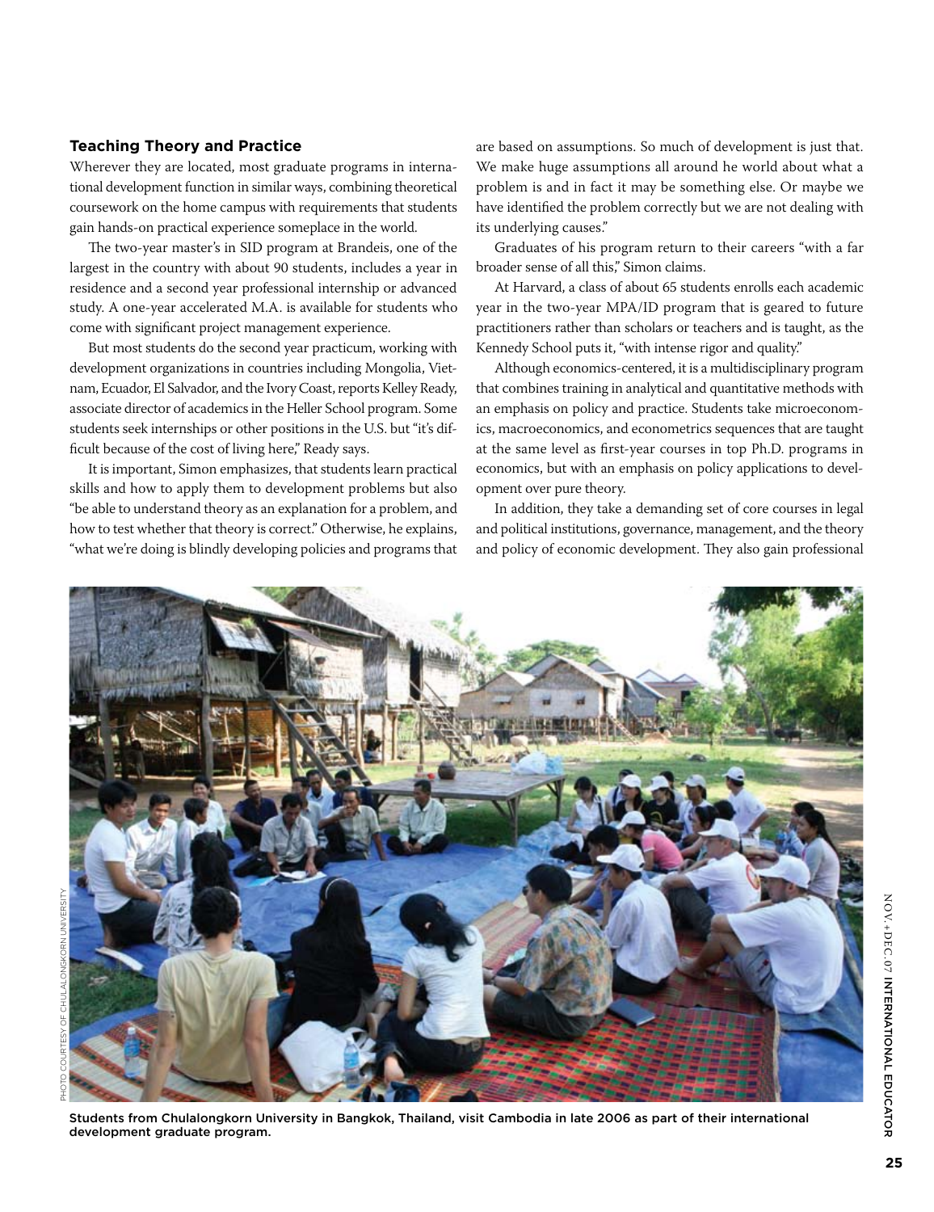### Teaching Theory and Practice

Wherever they are located, most graduate programs in international development function in similar ways, combining theoretical coursework on the home campus with requirements that students gain hands-on practical experience someplace in the world.

The two-year master's in SID program at Brandeis, one of the largest in the country with about 90 students, includes a year in residence and a second year professional internship or advanced study. A one-year accelerated M.A. is available for students who come with significant project management experience.

But most students do the second year practicum, working with development organizations in countries including Mongolia, Vietnam, Ecuador, El Salvador, and the Ivory Coast, reports Kelley Ready, associate director of academics in the Heller School program. Some students seek internships or other positions in the U.S. but "it's difficult because of the cost of living here," Ready says.

It is important, Simon emphasizes, that students learn practical skills and how to apply them to development problems but also "be able to understand theory as an explanation for a problem, and how to test whether that theory is correct." Otherwise, he explains, "what we're doing is blindly developing policies and programs that are based on assumptions. So much of development is just that. We make huge assumptions all around he world about what a problem is and in fact it may be something else. Or maybe we have identified the problem correctly but we are not dealing with its underlying causes."

Graduates of his program return to their careers "with a far broader sense of all this," Simon claims.

At Harvard, a class of about 65 students enrolls each academic year in the two-year MPA/ID program that is geared to future practitioners rather than scholars or teachers and is taught, as the Kennedy School puts it, "with intense rigor and quality."

Although economics-centered, it is a multidisciplinary program that combines training in analytical and quantitative methods with an emphasis on policy and practice. Students take microeconomics, macroeconomics, and econometrics sequences that are taught at the same level as first-year courses in top Ph.D. programs in economics, but with an emphasis on policy applications to development over pure theory.

In addition, they take a demanding set of core courses in legal and political institutions, governance, management, and the theory and policy of economic development. They also gain professional

PHOTO COURTESY OF CHULALONGKORN UNIVERSITY

Students from Chulalongkorn University in Bangkok, Thailand, visit Cambodia in late 2006 as part of their international development graduate program.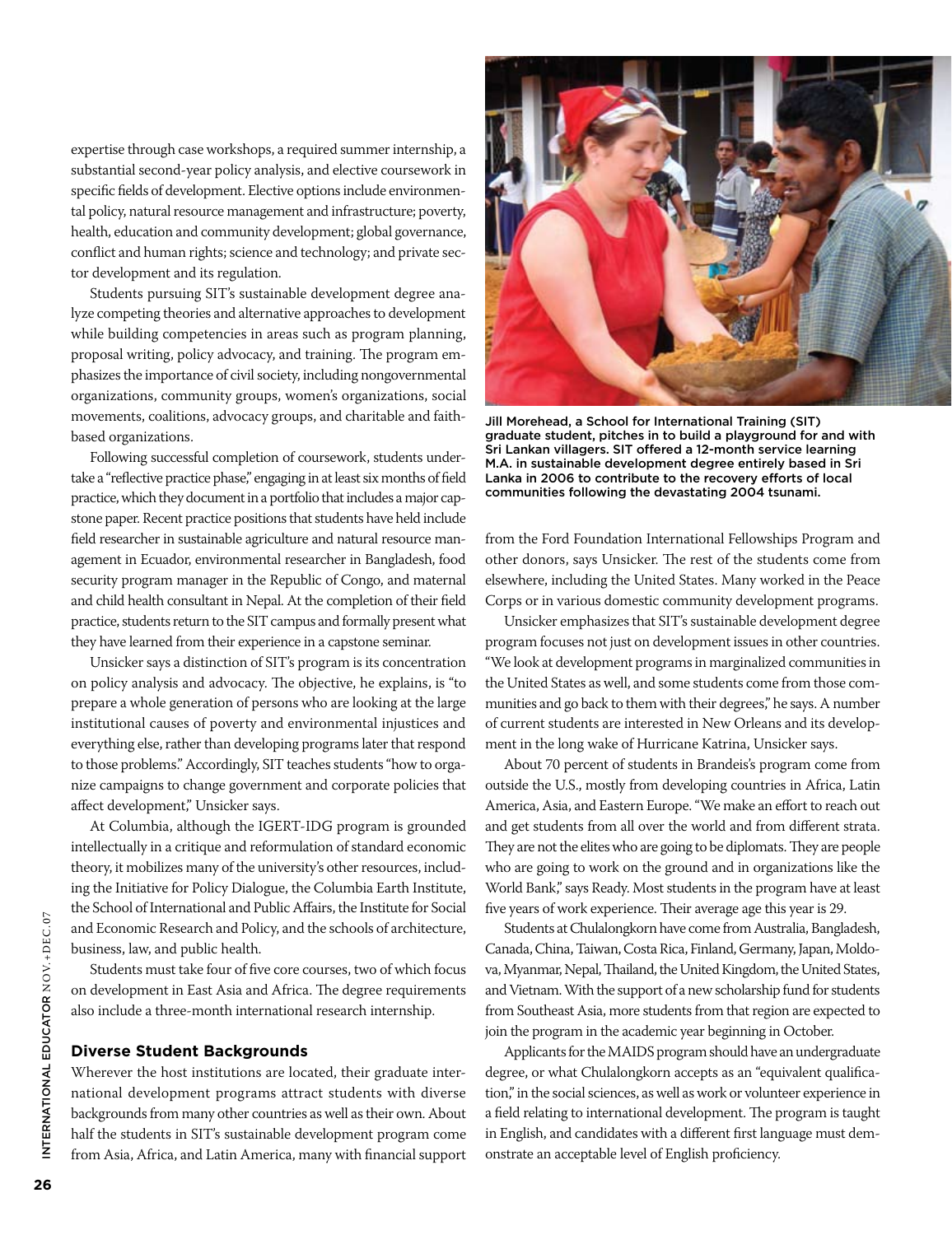expertise through case workshops, a required summer internship, a substantial second-year policy analysis, and elective coursework in specific fields of development. Elective options include environmental policy, natural resource management and infrastructure; poverty, health, education and community development; global governance, conflict and human rights; science and technology; and private sector development and its regulation.

Students pursuing SIT's sustainable development degree analyze competing theories and alternative approaches to development while building competencies in areas such as program planning, proposal writing, policy advocacy, and training. The program emphasizes the importance of civil society, including nongovernmental organizations, community groups, women's organizations, social movements, coalitions, advocacy groups, and charitable and faith-based organizations.

Following successful completion of coursework, students undertake a "reflective practice phase," engaging in at least six months of field practice, which they document in a portfolio that includes a major capstone paper. Recent practice positions that students have held include field researcher in sustainable agriculture and natural resource management in Ecuador, environmental researcher in Bangladesh, food security program manager in the Republic of Congo, and maternal and child health consultant in Nepal. At the completion of their field practice, students return to the SIT campus and formally present what they have learned from their experience in a capstone seminar.

Unsicker says a distinction of SIT's program is its concentration on policy analysis and advocacy. The objective, he explains, is "to prepare a whole generation of persons who are looking at the large institutional causes of poverty and environmental injustices and everything else, rather than developing programs later that respond to those problems." Accordingly, SIT teaches students "how to organize campaigns to change government and corporate policies that affect development," Unsicker says.

At Columbia, although the IGERT-IDG program is grounded intellectually in a critique and reformulation of standard economic theory, it mobilizes many of the university's other resources, including the Initiative for Policy Dialogue, the Columbia Earth Institute, the School of International and Public Affairs, the Institute for Social and Economic Research and Policy, and the schools of architecture, business, law, and public health.

Students must take four of five core courses, two of which focus on development in East Asia and Africa. The degree requirements also include a three-month international research internship.

Jill Morehead, a School for International Training (SIT) graduate student, pitches in to build a playground for and with Sri Lankan villagers. SIT offered a 12-month service learning M.A. in sustainable development degree entirely based in Sri Lanka in 2006 to contribute to the recovery efforts of local communities following the devastating 2004 tsunami.

## Diverse Student Backgrounds

Wherever the host institutions are located, their graduate international development programs attract students with diverse backgrounds from many other countries as well as their own. About half the students in SIT's sustainable development program come from Asia, Africa, and Latin America, many with financial support from the Ford Foundation International Fellowships Program and other donors, says Unsicker. The rest of the students come from elsewhere, including the United States. Many worked in the Peace Corps or in various domestic community development programs.

Unsicker emphasizes that SIT's sustainable development degree program focuses not just on development issues in other countries. "We look at development programs in marginalized communities in the United States as well, and some students come from those communities and go back to them with their degrees," he says. A number of current students are interested in New Orleans and its development in the long wake of Hurricane Katrina, Unsicker says.

About 70 percent of students in Brandeis's program come from outside the U.S., mostly from developing countries in Africa, Latin America, Asia, and Eastern Europe. "We make an effort to reach out and get students from all over the world and from different strata. They are not the elites who are going to be diplomats. They are people who are going to work on the ground and in organizations like the World Bank," says Ready. Most students in the program have at least five years of work experience. Their average age this year is 29.

Students at Chulalongkorn have come from Australia, Bangladesh, Canada, China, Taiwan, Costa Rica, Finland, Germany, Japan, Moldova, Myanmar, Nepal, Thailand, the United Kingdom, the United States, and Vietnam. With the support of a new scholarship fund for students from Southeast Asia, more students from that region are expected to join the program in the academic year beginning in October.

Applicants for the MAIDS program should have an undergraduate degree, or what Chulalongkorn accepts as an "equivalent qualification," in the social sciences, as well as work or volunteer experience in a field relating to international development. The program is taught in English, and candidates with a different first language must demonstrate an acceptable level of English proficiency.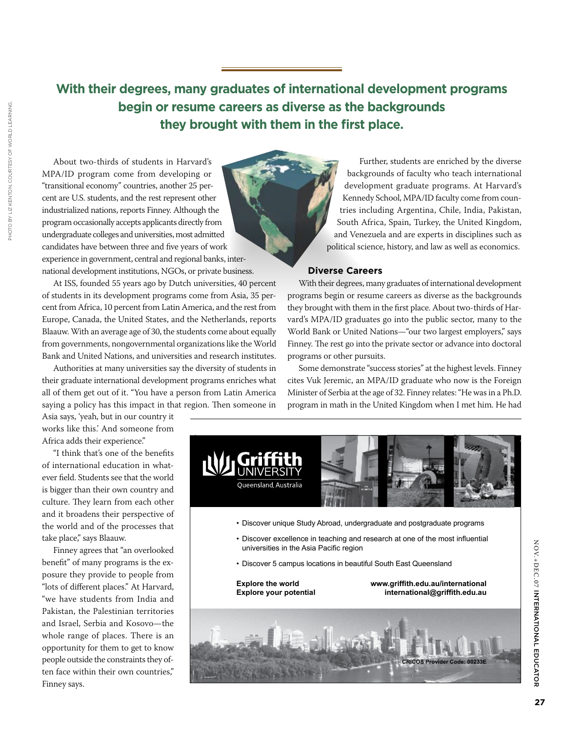**With their degrees, many graduates of international development programs begin or resume careers as diverse as the backgrounds they brought with them in the first place.**

About two-thirds of students in Harvard's MPA/ID program come from developing or "transitional economy" countries, another 25 percent are U.S. students, and the rest represent other industrialized nations, reports Finney. Although the program occasionally accepts applicants directly from undergraduate colleges and universities, most admitted candidates have between three and five years of work experience in government, central and regional banks, international development institutions, NGOs, or private business.

At ISS, founded 55 years ago by Dutch universities, 40 percent of students in its development programs come from Asia, 35 percent from Africa, 10 percent from Latin America, and the rest from Europe, Canada, the United States, and the Netherlands, reports Blaauw. With an average age of 30, the students come about equally from governments, nongovernmental organizations like the World Bank and United Nations, and universities and research institutes.

Authorities at many universities say the diversity of students in their graduate international development programs enriches what all of them get out of it. "You have a person from Latin America saying a policy has this impact in that region. Then someone in Asia says, 'yeah, but in our country it works like this.' And someone from Africa adds their experience."

"I think that's one of the benefits of international education in whatever field. Students see that the world is bigger than their own country and culture. They learn from each other and it broadens their perspective of the world and of the processes that take place," says Blaauw.

Finney agrees that "an overlooked benefit" of many programs is the exposure they provide to people from "lots of different places." At Harvard, "we have students from India and Pakistan, the Palestinian territories and Israel, Serbia and Kosovo—the whole range of places. There is an opportunity for them to get to know people outside the constraints they often face within their own countries," Finney says.

Further, students are enriched by the diverse backgrounds of faculty who teach international development graduate programs. At Harvard's Kennedy School, MPA/ID faculty come from countries including Argentina, Chile, India, Pakistan, South Africa, Spain, Turkey, the United Kingdom, and Venezuela and are experts in disciplines such as political science, history, and law as well as economics.

## Diverse Careers

With their degrees, many graduates of international development programs begin or resume careers as diverse as the backgrounds they brought with them in the first place. About two-thirds of Harvard's MPA/ID graduates go into the public sector, many to the World Bank or United Nations—"our two largest employers," says Finney. The rest go into the private sector or advance into doctoral programs or other pursuits.

Some demonstrate "success stories" at the highest levels. Finney cites Vuk Jeremic, an MPA/ID graduate who now is the Foreign Minister of Serbia at the age of 32. Finney relates: "He was in a Ph.D. program in math in the United Kingdom when I met him. He had

---

**Griffith UNIVERSITY**
Queensland, Australia

- Discover unique Study Abroad, undergraduate and postgraduate programs
- Discover excellence in teaching and research at one of the most influential universities in the Asia Pacific region
- Discover 5 campus locations in beautiful South East Queensland

**Explore the world**
**Explore your potential**

**www.griffith.edu.au/international**
**international@griffith.edu.au**

**CRICOS Provider Code: 00233E**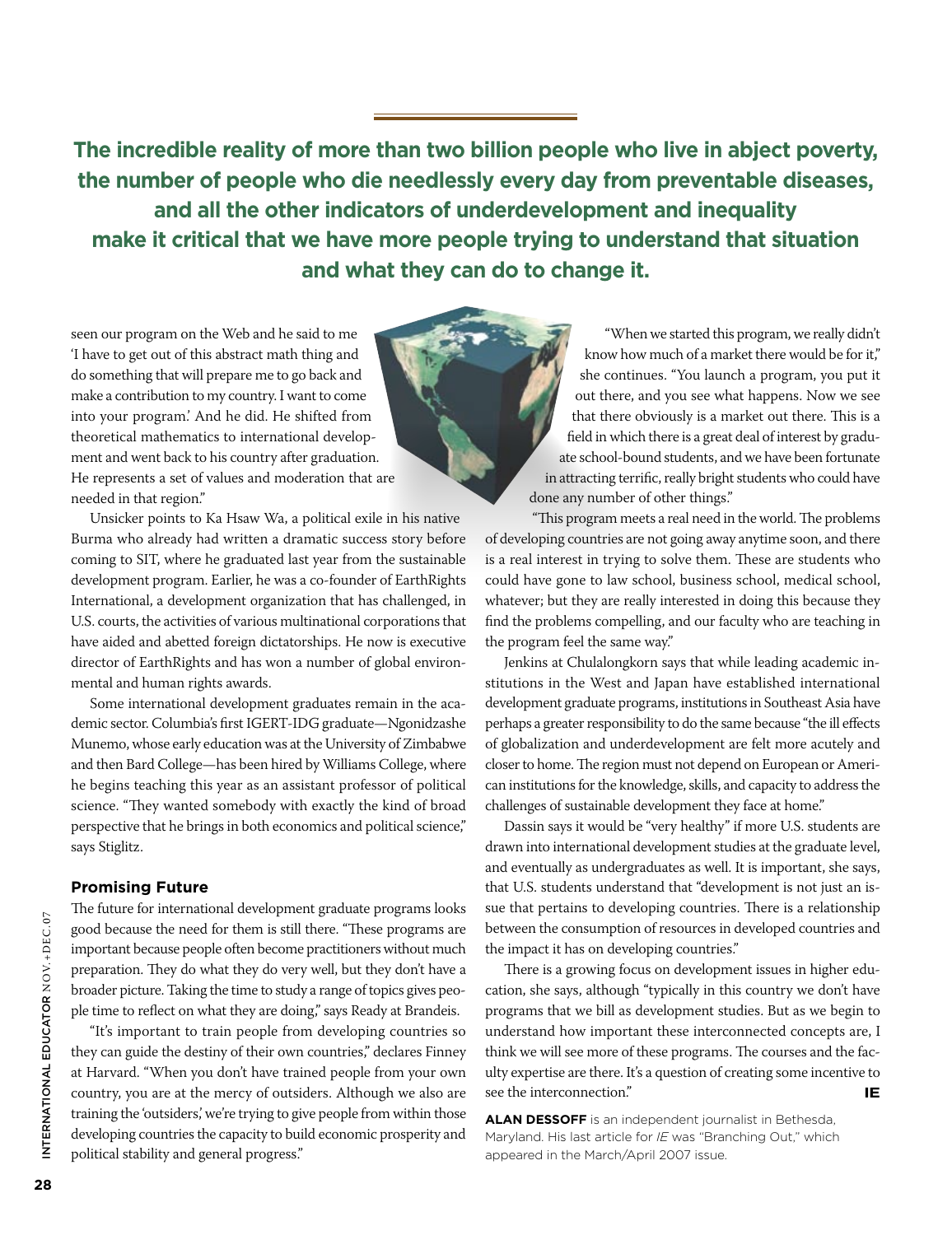**The incredible reality of more than two billion people who live in abject poverty, the number of people who die needlessly every day from preventable diseases, and all the other indicators of underdevelopment and inequality make it critical that we have more people trying to understand that situation and what they can do to change it.**

seen our program on the Web and he said to me 'I have to get out of this abstract math thing and do something that will prepare me to go back and make a contribution to my country. I want to come into your program.' And he did. He shifted from theoretical mathematics to international development and went back to his country after graduation. He represents a set of values and moderation that are needed in that region."

Unsicker points to Ka Hsaw Wa, a political exile in his native Burma who already had written a dramatic success story before coming to SIT, where he graduated last year from the sustainable development program. Earlier, he was a co-founder of EarthRights International, a development organization that has challenged, in U.S. courts, the activities of various multinational corporations that have aided and abetted foreign dictatorships. He now is executive director of EarthRights and has won a number of global environmental and human rights awards.

Some international development graduates remain in the academic sector. Columbia's first IGERT-IDG graduate—Ngonidzashe Munemo, whose early education was at the University of Zimbabwe and then Bard College—has been hired by Williams College, where he begins teaching this year as an assistant professor of political science. "They wanted somebody with exactly the kind of broad perspective that he brings in both economics and political science," says Stiglitz.

### Promising Future

The future for international development graduate programs looks good because the need for them is still there. "These programs are important because people often become practitioners without much preparation. They do what they do very well, but they don't have a broader picture. Taking the time to study a range of topics gives people time to reflect on what they are doing," says Ready at Brandeis.

"It's important to train people from developing countries so they can guide the destiny of their own countries," declares Finney at Harvard. "When you don't have trained people from your own country, you are at the mercy of outsiders. Although we also are training the 'outsiders,' we're trying to give people from within those developing countries the capacity to build economic prosperity and political stability and general progress."

"When we started this program, we really didn't know how much of a market there would be for it," she continues. "You launch a program, you put it out there, and you see what happens. Now we see that there obviously is a market out there. This is a field in which there is a great deal of interest by graduate school-bound students, and we have been fortunate in attracting terrific, really bright students who could have done any number of other things."

"This program meets a real need in the world. The problems of developing countries are not going away anytime soon, and there is a real interest in trying to solve them. These are students who could have gone to law school, business school, medical school, whatever; but they are really interested in doing this because they find the problems compelling, and our faculty who are teaching in the program feel the same way."

Jenkins at Chulalongkorn says that while leading academic institutions in the West and Japan have established international development graduate programs, institutions in Southeast Asia have perhaps a greater responsibility to do the same because "the ill effects of globalization and underdevelopment are felt more acutely and closer to home. The region must not depend on European or American institutions for the knowledge, skills, and capacity to address the challenges of sustainable development they face at home."

Dassin says it would be "very healthy" if more U.S. students are drawn into international development studies at the graduate level, and eventually as undergraduates as well. It is important, she says, that U.S. students understand that "development is not just an issue that pertains to developing countries. There is a relationship between the consumption of resources in developed countries and the impact it has on developing countries."

There is a growing focus on development issues in higher education, she says, although "typically in this country we don't have programs that we bill as development studies. But as we begin to understand how important these interconnected concepts are, I think we will see more of these programs. The courses and the faculty expertise are there. It's a question of creating some incentive to see the interconnection." **IE**

**ALAN DESSOFF** is an independent journalist in Bethesda, Maryland. His last article for *IE* was "Branching Out," which appeared in the March/April 2007 issue.